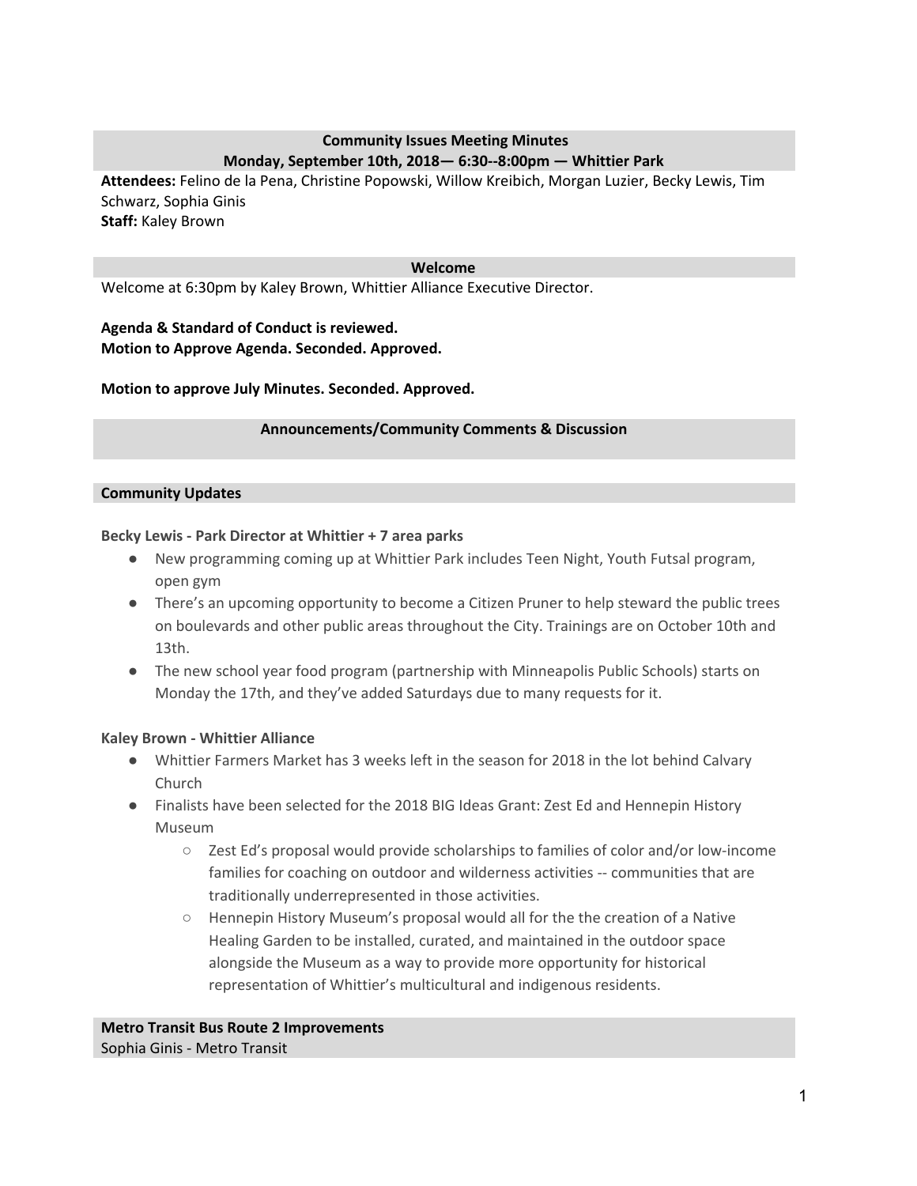## Community Issues Meeting Minutes
## Monday, September 10th, 2018— 6:30--8:00pm — Whittier Park

**Attendees:** Felino de la Pena, Christine Popowski, Willow Kreibich, Morgan Luzier, Becky Lewis, Tim Schwarz, Sophia Ginis
**Staff:** Kaley Brown

### Welcome

Welcome at 6:30pm by Kaley Brown, Whittier Alliance Executive Director.

**Agenda & Standard of Conduct is reviewed.**
**Motion to Approve Agenda. Seconded. Approved.**

**Motion to approve July Minutes. Seconded. Approved.**

### Announcements/Community Comments & Discussion

### Community Updates

**Becky Lewis - Park Director at Whittier + 7 area parks**

- New programming coming up at Whittier Park includes Teen Night, Youth Futsal program, open gym
- There's an upcoming opportunity to become a Citizen Pruner to help steward the public trees on boulevards and other public areas throughout the City. Trainings are on October 10th and 13th.
- The new school year food program (partnership with Minneapolis Public Schools) starts on Monday the 17th, and they've added Saturdays due to many requests for it.

**Kaley Brown - Whittier Alliance**

- Whittier Farmers Market has 3 weeks left in the season for 2018 in the lot behind Calvary Church
- Finalists have been selected for the 2018 BIG Ideas Grant: Zest Ed and Hennepin History Museum
  - Zest Ed's proposal would provide scholarships to families of color and/or low-income families for coaching on outdoor and wilderness activities -- communities that are traditionally underrepresented in those activities.
  - Hennepin History Museum's proposal would all for the the creation of a Native Healing Garden to be installed, curated, and maintained in the outdoor space alongside the Museum as a way to provide more opportunity for historical representation of Whittier's multicultural and indigenous residents.

### Metro Transit Bus Route 2 Improvements

Sophia Ginis - Metro Transit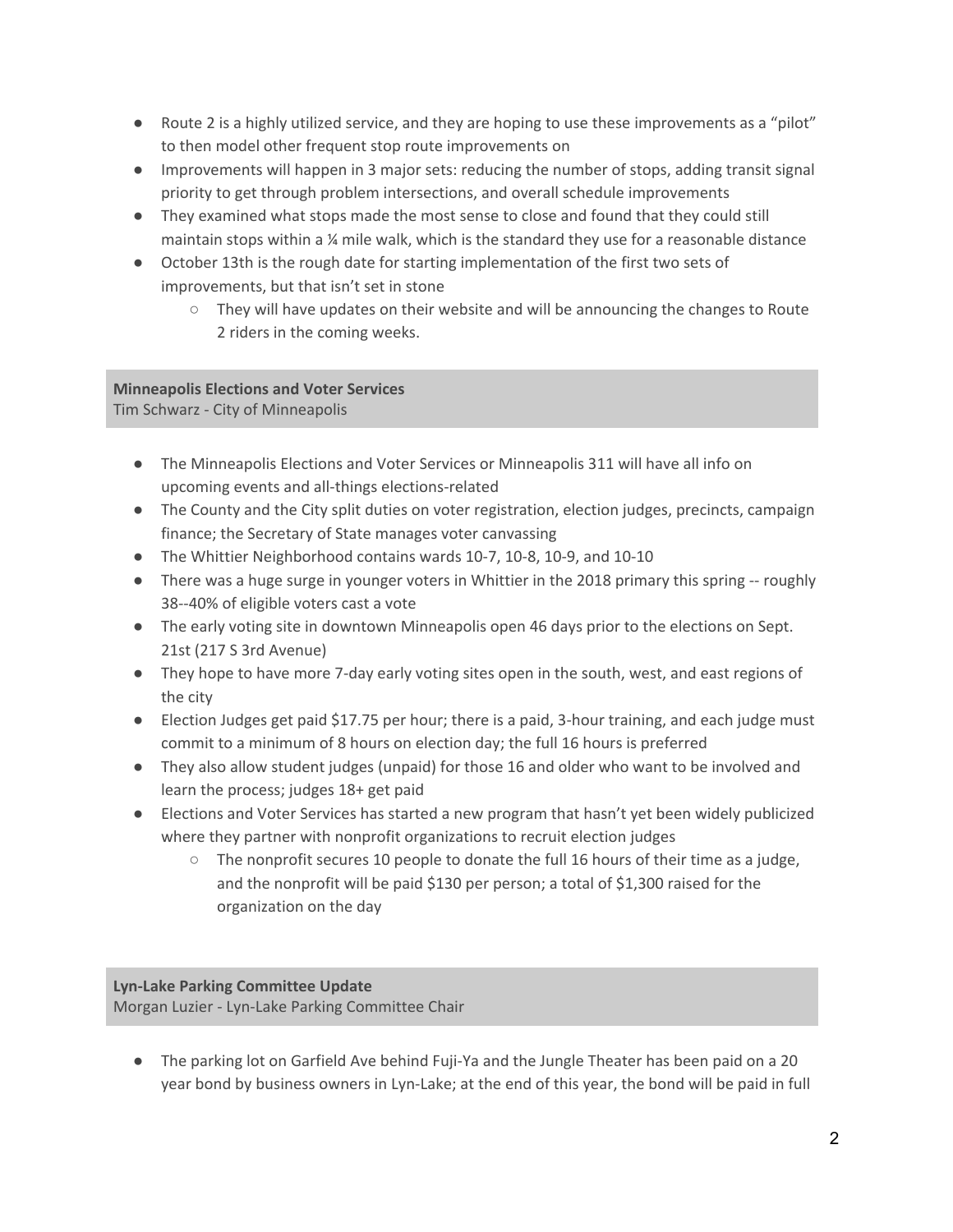- Route 2 is a highly utilized service, and they are hoping to use these improvements as a "pilot" to then model other frequent stop route improvements on
- Improvements will happen in 3 major sets: reducing the number of stops, adding transit signal priority to get through problem intersections, and overall schedule improvements
- They examined what stops made the most sense to close and found that they could still maintain stops within a ¼ mile walk, which is the standard they use for a reasonable distance
- October 13th is the rough date for starting implementation of the first two sets of improvements, but that isn't set in stone
    - They will have updates on their website and will be announcing the changes to Route 2 riders in the coming weeks.

**Minneapolis Elections and Voter Services**
Tim Schwarz - City of Minneapolis

- The Minneapolis Elections and Voter Services or Minneapolis 311 will have all info on upcoming events and all-things elections-related
- The County and the City split duties on voter registration, election judges, precincts, campaign finance; the Secretary of State manages voter canvassing
- The Whittier Neighborhood contains wards 10-7, 10-8, 10-9, and 10-10
- There was a huge surge in younger voters in Whittier in the 2018 primary this spring -- roughly 38--40% of eligible voters cast a vote
- The early voting site in downtown Minneapolis open 46 days prior to the elections on Sept. 21st (217 S 3rd Avenue)
- They hope to have more 7-day early voting sites open in the south, west, and east regions of the city
- Election Judges get paid $17.75 per hour; there is a paid, 3-hour training, and each judge must commit to a minimum of 8 hours on election day; the full 16 hours is preferred
- They also allow student judges (unpaid) for those 16 and older who want to be involved and learn the process; judges 18+ get paid
- Elections and Voter Services has started a new program that hasn't yet been widely publicized where they partner with nonprofit organizations to recruit election judges
    - The nonprofit secures 10 people to donate the full 16 hours of their time as a judge, and the nonprofit will be paid $130 per person; a total of $1,300 raised for the organization on the day

**Lyn-Lake Parking Committee Update**
Morgan Luzier - Lyn-Lake Parking Committee Chair

- The parking lot on Garfield Ave behind Fuji-Ya and the Jungle Theater has been paid on a 20 year bond by business owners in Lyn-Lake; at the end of this year, the bond will be paid in full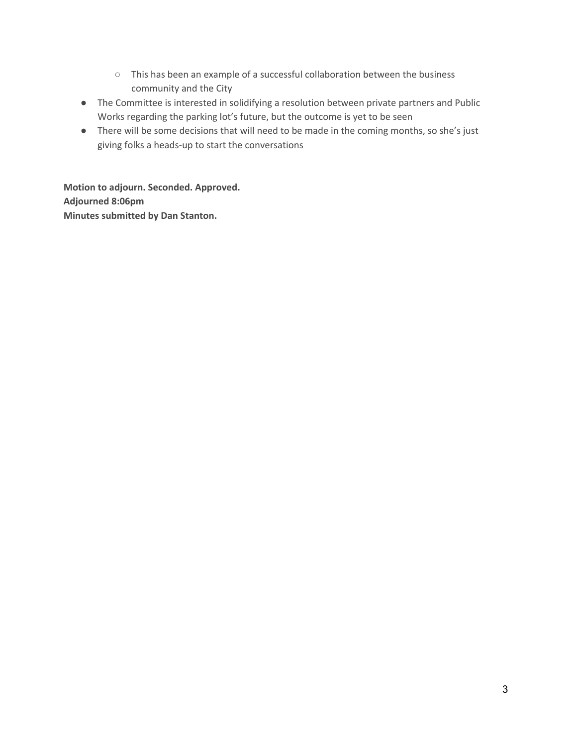- This has been an example of a successful collaboration between the business community and the City
- The Committee is interested in solidifying a resolution between private partners and Public Works regarding the parking lot's future, but the outcome is yet to be seen
- There will be some decisions that will need to be made in the coming months, so she's just giving folks a heads-up to start the conversations

**Motion to adjourn. Seconded. Approved.**
**Adjourned 8:06pm**
**Minutes submitted by Dan Stanton.**